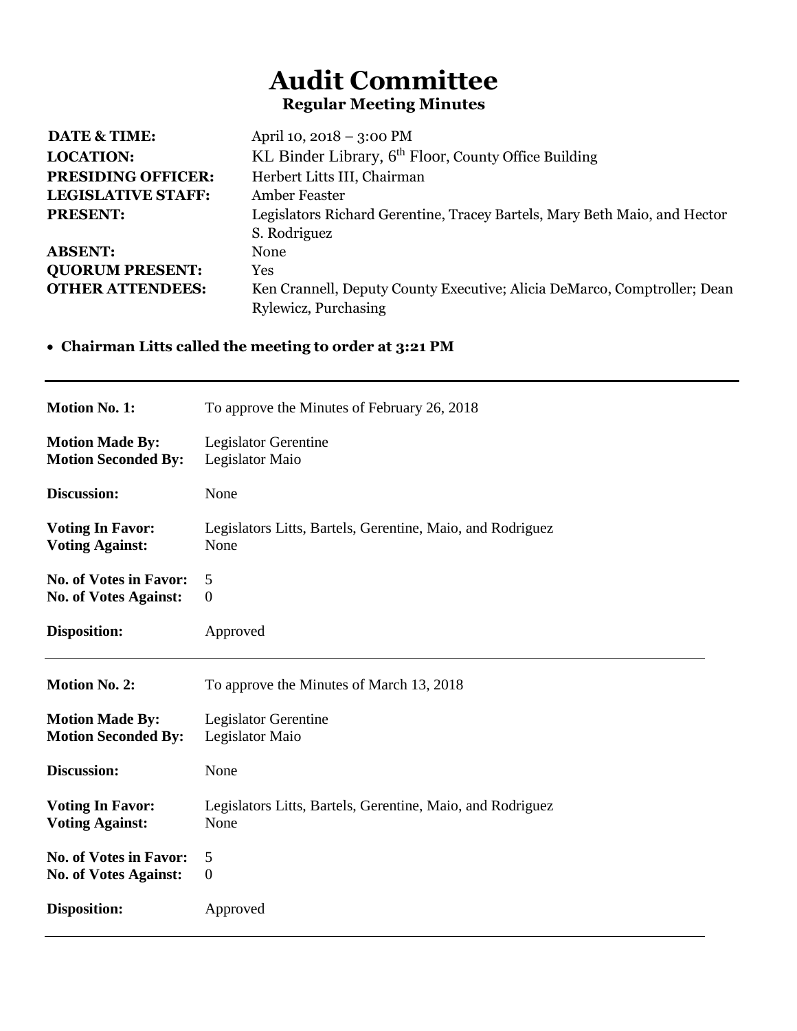# Audit Committee

## Regular Meeting Minutes

**DATE & TIME:** April 10, 2018 – 3:00 PM
**LOCATION:** KL Binder Library, 6th Floor, County Office Building
**PRESIDING OFFICER:** Herbert Litts III, Chairman
**LEGISLATIVE STAFF:** Amber Feaster
**PRESENT:** Legislators Richard Gerentine, Tracey Bartels, Mary Beth Maio, and Hector S. Rodriguez
**ABSENT:** None
**QUORUM PRESENT:** Yes
**OTHER ATTENDEES:** Ken Crannell, Deputy County Executive; Alicia DeMarco, Comptroller; Dean Rylewicz, Purchasing

- **Chairman Litts called the meeting to order at 3:21 PM**

---

**Motion No. 1:** To approve the Minutes of February 26, 2018

**Motion Made By:** Legislator Gerentine
**Motion Seconded By:** Legislator Maio

**Discussion:** None

**Voting In Favor:** Legislators Litts, Bartels, Gerentine, Maio, and Rodriguez
**Voting Against:** None

**No. of Votes in Favor:** 5
**No. of Votes Against:** 0

**Disposition:** Approved

---

**Motion No. 2:** To approve the Minutes of March 13, 2018

**Motion Made By:** Legislator Gerentine
**Motion Seconded By:** Legislator Maio

**Discussion:** None

**Voting In Favor:** Legislators Litts, Bartels, Gerentine, Maio, and Rodriguez
**Voting Against:** None

**No. of Votes in Favor:** 5
**No. of Votes Against:** 0

**Disposition:** Approved

---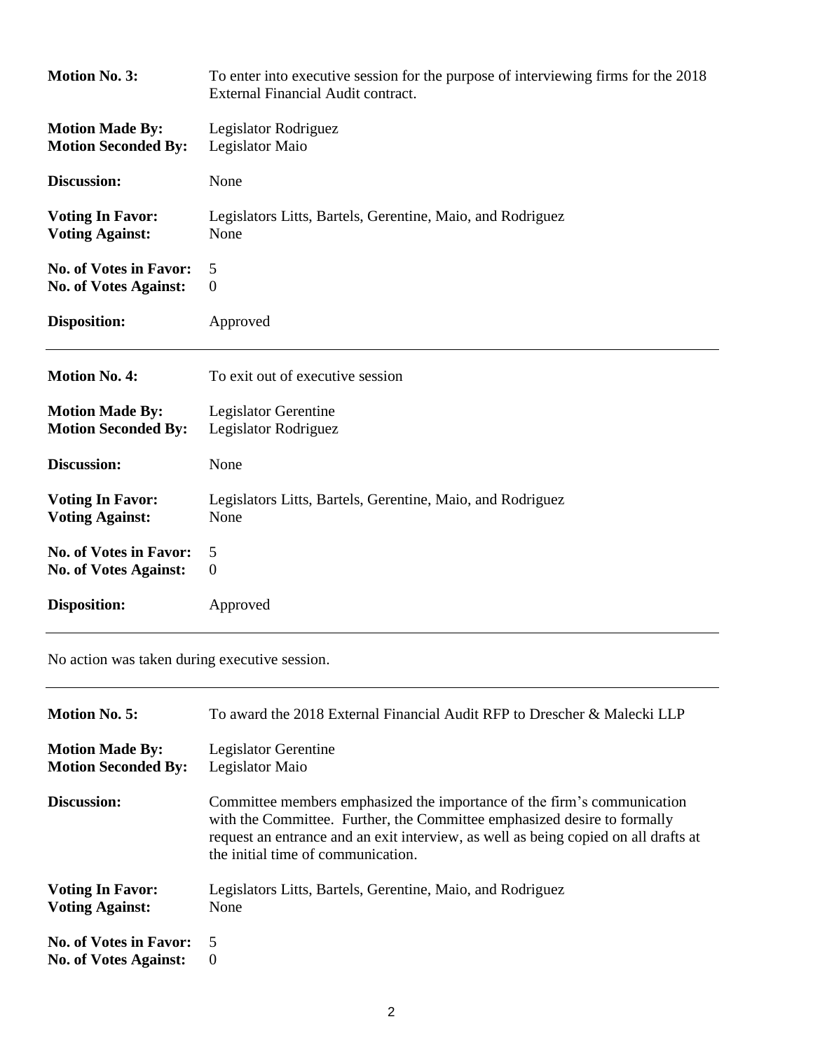**Motion No. 3:** To enter into executive session for the purpose of interviewing firms for the 2018 External Financial Audit contract.

**Motion Made By:** Legislator Rodriguez
**Motion Seconded By:** Legislator Maio

**Discussion:** None

**Voting In Favor:** Legislators Litts, Bartels, Gerentine, Maio, and Rodriguez
**Voting Against:** None

**No. of Votes in Favor:** 5
**No. of Votes Against:** 0

**Disposition:** Approved

---

**Motion No. 4:** To exit out of executive session

**Motion Made By:** Legislator Gerentine
**Motion Seconded By:** Legislator Rodriguez

**Discussion:** None

**Voting In Favor:** Legislators Litts, Bartels, Gerentine, Maio, and Rodriguez
**Voting Against:** None

**No. of Votes in Favor:** 5
**No. of Votes Against:** 0

**Disposition:** Approved

---

No action was taken during executive session.

---

**Motion No. 5:** To award the 2018 External Financial Audit RFP to Drescher & Malecki LLP

**Motion Made By:** Legislator Gerentine
**Motion Seconded By:** Legislator Maio

**Discussion:** Committee members emphasized the importance of the firm's communication with the Committee. Further, the Committee emphasized desire to formally request an entrance and an exit interview, as well as being copied on all drafts at the initial time of communication.

**Voting In Favor:** Legislators Litts, Bartels, Gerentine, Maio, and Rodriguez
**Voting Against:** None

**No. of Votes in Favor:** 5
**No. of Votes Against:** 0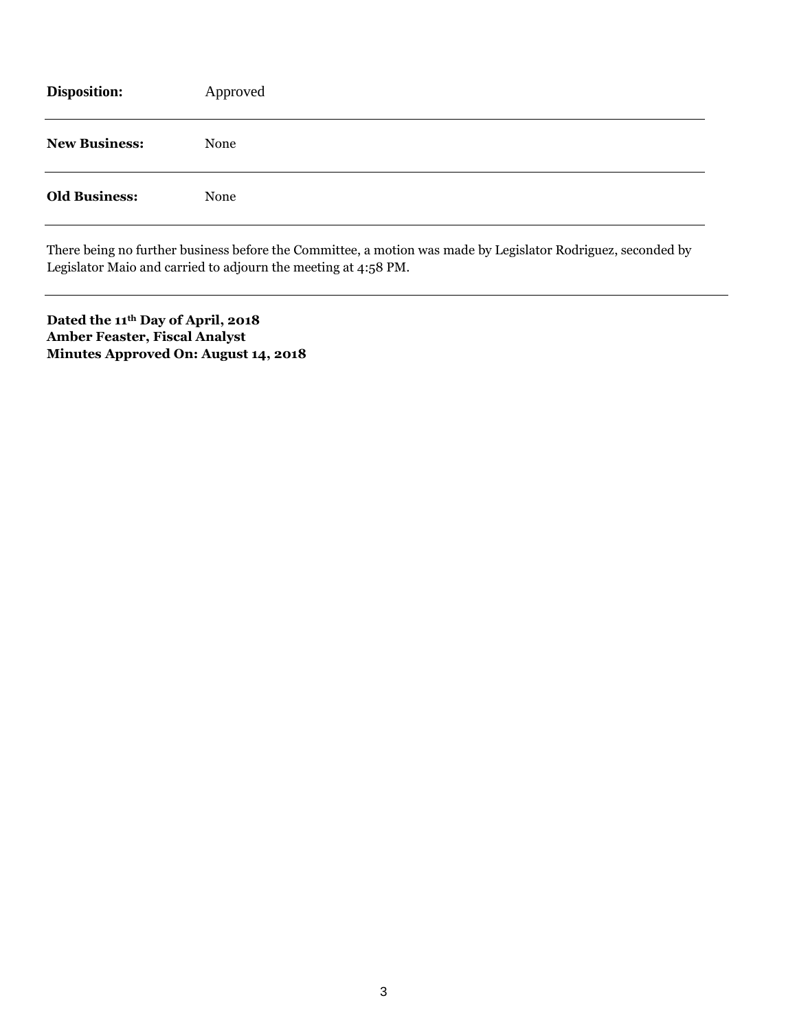**Disposition:** Approved

---

**New Business:** None

---

**Old Business:** None

---

There being no further business before the Committee, a motion was made by Legislator Rodriguez, seconded by Legislator Maio and carried to adjourn the meeting at 4:58 PM.

---

**Dated the 11th Day of April, 2018**
**Amber Feaster, Fiscal Analyst**
**Minutes Approved On: August 14, 2018**